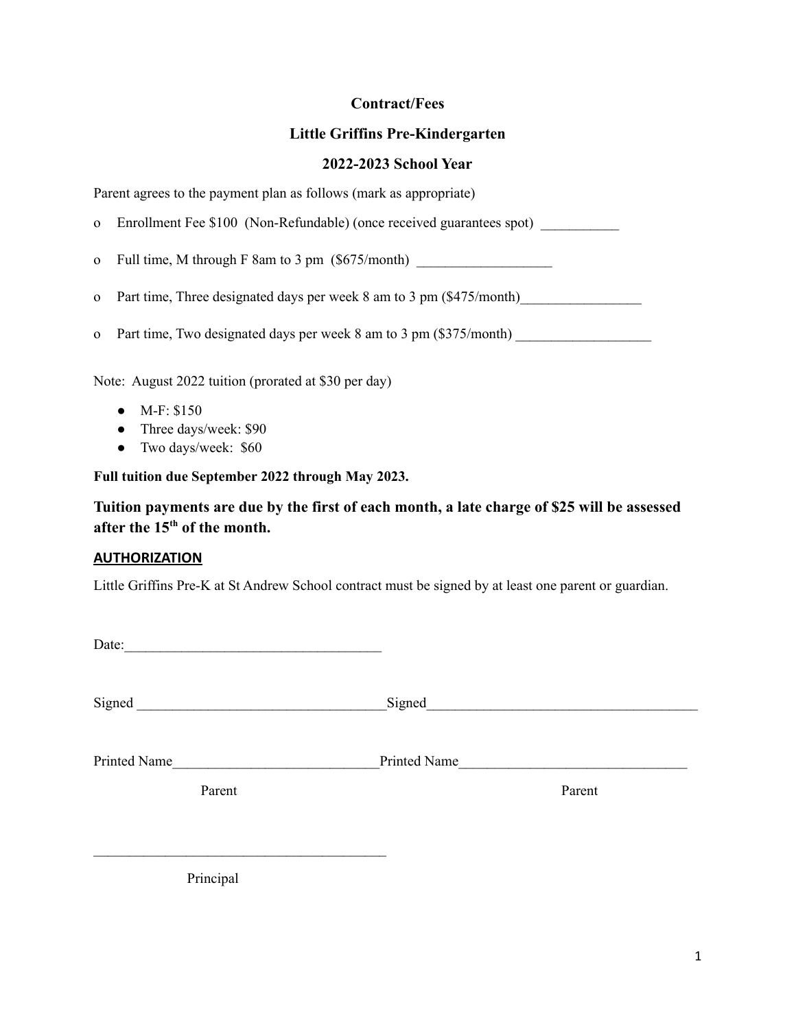**Contract/Fees**

**Little Griffins Pre-Kindergarten**

**2022-2023 School Year**

Parent agrees to the payment plan as follows (mark as appropriate)

- o Enrollment Fee $100 (Non-Refundable) (once received guarantees spot) ___________
- o Full time, M through F 8am to 3 pm ($675/month) ___________________
- o Part time, Three designated days per week 8 am to 3 pm ($475/month)_________________
- o Part time, Two designated days per week 8 am to 3 pm ($375/month) ___________________

Note: August 2022 tuition (prorated at $30 per day)

- M-F: $150
- Three days/week: $90
- Two days/week: $60

**Full tuition due September 2022 through May 2023.**

**Tuition payments are due by the first of each month, a late charge of $25 will be assessed after the 15th of the month.**

**AUTHORIZATION**

Little Griffins Pre-K at St Andrew School contract must be signed by at least one parent or guardian.

Date:____________________________________

Signed ___________________________________ Signed______________________________________

Printed Name_____________________________ Printed Name________________________________

Parent                                                                                    Parent

__________________________________________

Principal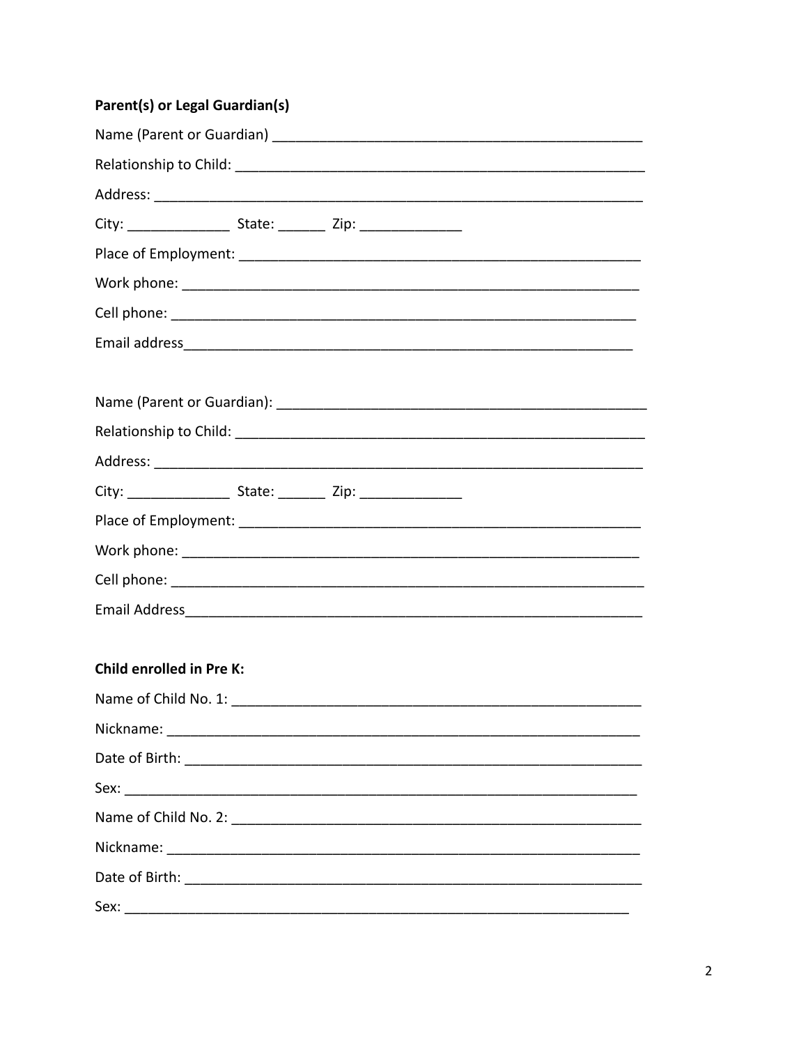**Parent(s) or Legal Guardian(s)**

Name (Parent or Guardian) ______________________________________________

Relationship to Child: ____________________________________________________

Address: ______________________________________________________________

City: _____________ State: ______ Zip: _____________

Place of Employment: ___________________________________________________

Work phone: __________________________________________________________

Cell phone: __________________________________________________________

Email address________________________________________________________

Name (Parent or Guardian): _______________________________________________

Relationship to Child: ____________________________________________________

Address: ______________________________________________________________

City: _____________ State: ______ Zip: _____________

Place of Employment: ___________________________________________________

Work phone: __________________________________________________________

Cell phone: ___________________________________________________________

Email Address_________________________________________________________

**Child enrolled in Pre K:**

Name of Child No. 1: ____________________________________________________

Nickname: ____________________________________________________________

Date of Birth: _________________________________________________________

Sex: _________________________________________________________________

Name of Child No. 2: ____________________________________________________

Nickname: ____________________________________________________________

Date of Birth: _________________________________________________________

Sex: ________________________________________________________________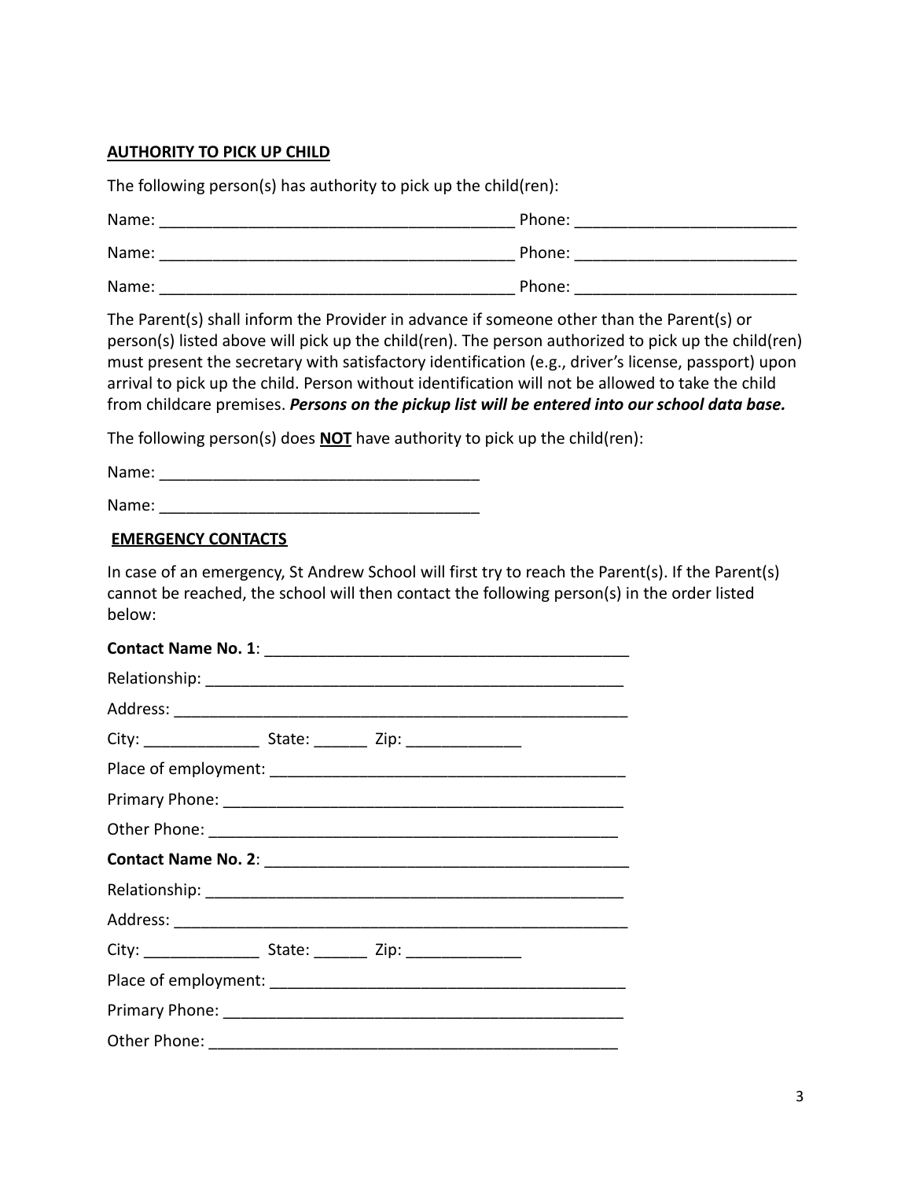**AUTHORITY TO PICK UP CHILD**

The following person(s) has authority to pick up the child(ren):

Name: ________________________________________ Phone: _________________________

Name: ________________________________________ Phone: _________________________

Name: ________________________________________ Phone: _________________________

The Parent(s) shall inform the Provider in advance if someone other than the Parent(s) or person(s) listed above will pick up the child(ren). The person authorized to pick up the child(ren) must present the secretary with satisfactory identification (e.g., driver's license, passport) upon arrival to pick up the child. Person without identification will not be allowed to take the child from childcare premises. ***Persons on the pickup list will be entered into our school data base.***

The following person(s) does **NOT** have authority to pick up the child(ren):

Name: ____________________________________

Name: ____________________________________

**EMERGENCY CONTACTS**

In case of an emergency, St Andrew School will first try to reach the Parent(s). If the Parent(s) cannot be reached, the school will then contact the following person(s) in the order listed below:

**Contact Name No. 1**: __________________________________________

Relationship: _________________________________________________

Address: _____________________________________________________

City: _____________ State: ______ Zip: _____________

Place of employment: ________________________________________

Primary Phone: _______________________________________________

Other Phone: _________________________________________________

**Contact Name No. 2**: __________________________________________

Relationship: _________________________________________________

Address: _____________________________________________________

City: _____________ State: ______ Zip: _____________

Place of employment: ________________________________________

Primary Phone: _______________________________________________

Other Phone: _________________________________________________